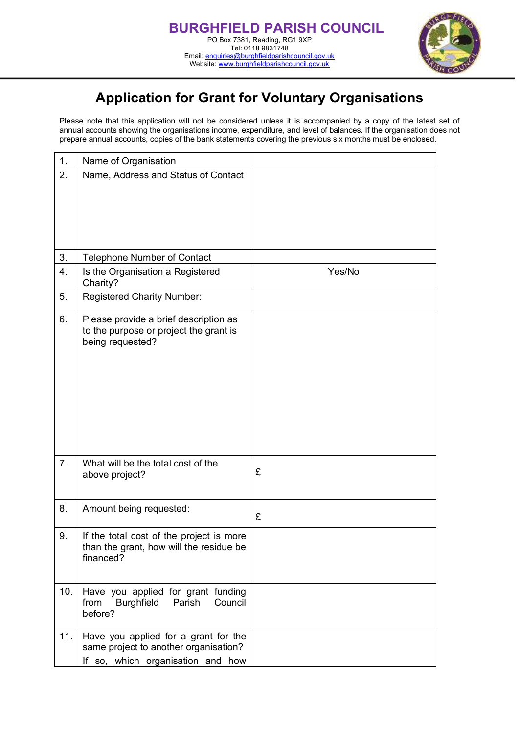# BURGHFIELD PARISH COUNCIL

PO Box 7381, Reading, RG1 9XP
Tel: 0118 9831748
Email: enquiries@burghfieldparishcouncil.gov.uk
Website: www.burghfieldparishcouncil.gov.uk

## Application for Grant for Voluntary Organisations

Please note that this application will not be considered unless it is accompanied by a copy of the latest set of annual accounts showing the organisations income, expenditure, and level of balances. If the organisation does not prepare annual accounts, copies of the bank statements covering the previous six months must be enclosed.

| | | |
|---|---|---|
| 1. | Name of Organisation | |
| 2. | Name, Address and Status of Contact | |
| 3. | Telephone Number of Contact | |
| 4. | Is the Organisation a Registered Charity? | Yes/No |
| 5. | Registered Charity Number: | |
| 6. | Please provide a brief description as to the purpose or project the grant is being requested? | |
| 7. | What will be the total cost of the above project? | £ |
| 8. | Amount being requested: | £ |
| 9. | If the total cost of the project is more than the grant, how will the residue be financed? | |
| 10. | Have you applied for grant funding from Burghfield Parish Council before? | |
| 11. | Have you applied for a grant for the same project to another organisation? If so, which organisation and how | |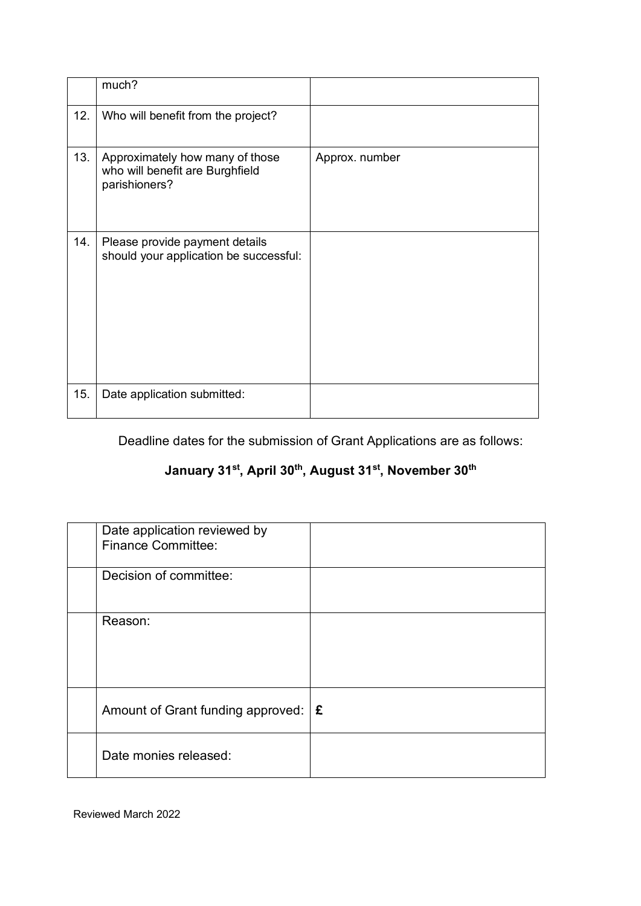| | | |
|---|---|---|
| | much? | |
| 12. | Who will benefit from the project? | |
| 13. | Approximately how many of those who will benefit are Burghfield parishioners? | Approx. number |
| 14. | Please provide payment details should your application be successful: | |
| 15. | Date application submitted: | |

Deadline dates for the submission of Grant Applications are as follows:

**January 31st, April 30th, August 31st, November 30th**

| | | |
|---|---|---|
| | Date application reviewed by Finance Committee: | |
| | Decision of committee: | |
| | Reason: | |
| | Amount of Grant funding approved: | **£** |
| | Date monies released: | |

Reviewed March 2022